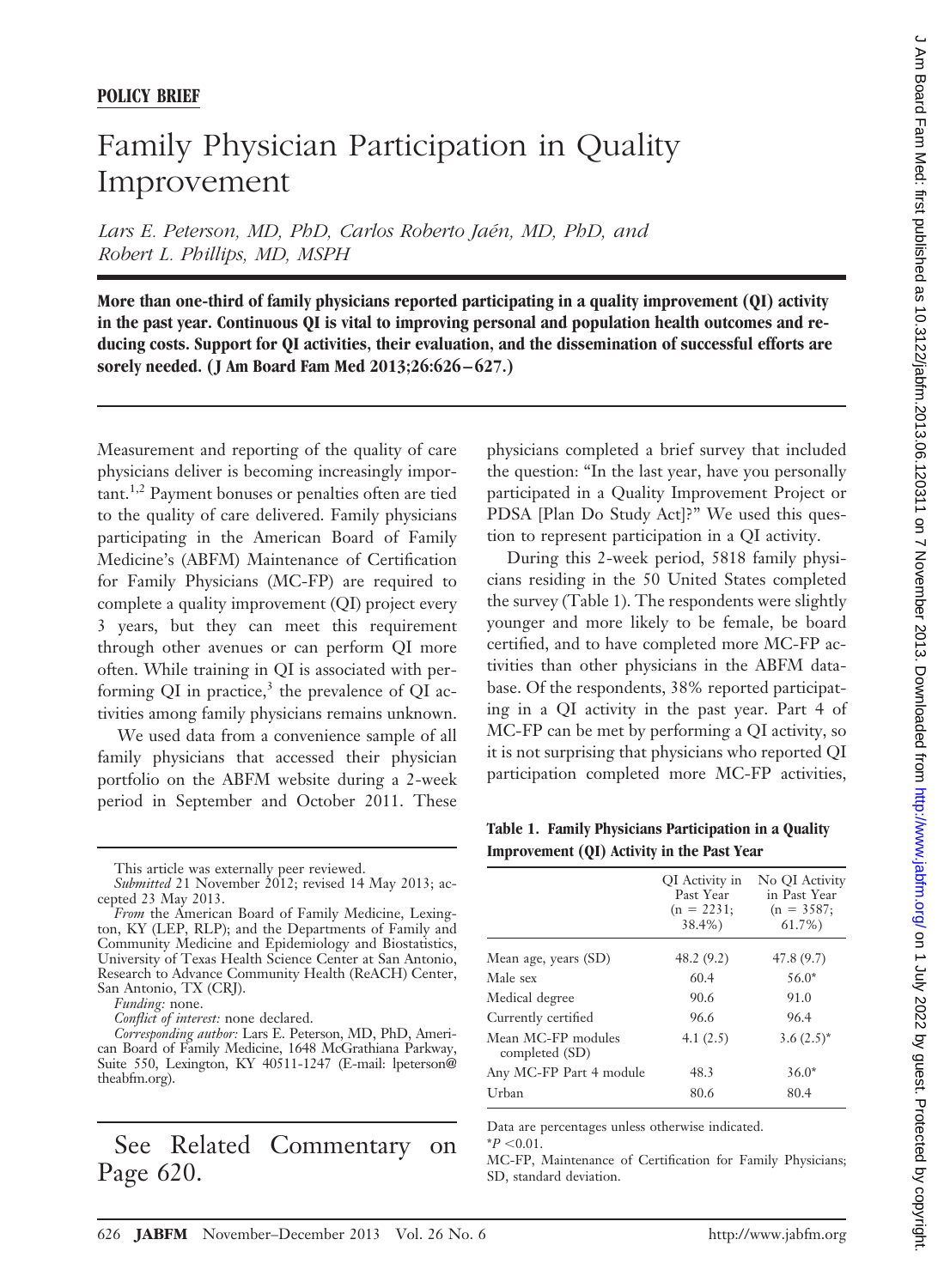**POLICY BRIEF**

# Family Physician Participation in Quality Improvement

*Lars E. Peterson, MD, PhD, Carlos Roberto Jaén, MD, PhD, and Robert L. Phillips, MD, MSPH*

**More than one-third of family physicians reported participating in a quality improvement (QI) activity in the past year. Continuous QI is vital to improving personal and population health outcomes and reducing costs. Support for QI activities, their evaluation, and the dissemination of successful efforts are sorely needed. (J Am Board Fam Med 2013;26:626–627.)**

Measurement and reporting of the quality of care physicians deliver is becoming increasingly important.[1,2] Payment bonuses or penalties often are tied to the quality of care delivered. Family physicians participating in the American Board of Family Medicine's (ABFM) Maintenance of Certification for Family Physicians (MC-FP) are required to complete a quality improvement (QI) project every 3 years, but they can meet this requirement through other avenues or can perform QI more often. While training in QI is associated with performing QI in practice,[3] the prevalence of QI activities among family physicians remains unknown.

We used data from a convenience sample of all family physicians that accessed their physician portfolio on the ABFM website during a 2-week period in September and October 2011. These physicians completed a brief survey that included the question: "In the last year, have you personally participated in a Quality Improvement Project or PDSA [Plan Do Study Act]?" We used this question to represent participation in a QI activity.

During this 2-week period, 5818 family physicians residing in the 50 United States completed the survey (Table 1). The respondents were slightly younger and more likely to be female, be board certified, and to have completed more MC-FP activities than other physicians in the ABFM database. Of the respondents, 38% reported participating in a QI activity in the past year. Part 4 of MC-FP can be met by performing a QI activity, so it is not surprising that physicians who reported QI participation completed more MC-FP activities,

**Table 1. Family Physicians Participation in a Quality Improvement (QI) Activity in the Past Year**

| | QI Activity in Past Year (n = 2231; 38.4%) | No QI Activity in Past Year (n = 3587; 61.7%) |
|---|---|---|
| Mean age, years (SD) | 48.2 (9.2) | 47.8 (9.7) |
| Male sex | 60.4 | 56.0* |
| Medical degree | 90.6 | 91.0 |
| Currently certified | 96.6 | 96.4 |
| Mean MC-FP modules completed (SD) | 4.1 (2.5) | 3.6 (2.5)* |
| Any MC-FP Part 4 module | 48.3 | 36.0* |
| Urban | 80.6 | 80.4 |

Data are percentages unless otherwise indicated.
*$P < 0.01$.
MC-FP, Maintenance of Certification for Family Physicians; SD, standard deviation.

This article was externally peer reviewed.
*Submitted* 21 November 2012; revised 14 May 2013; accepted 23 May 2013.
*From* the American Board of Family Medicine, Lexington, KY (LEP, RLP); and the Departments of Family and Community Medicine and Epidemiology and Biostatistics, University of Texas Health Science Center at San Antonio, Research to Advance Community Health (ReACH) Center, San Antonio, TX (CRJ).
*Funding:* none.
*Conflict of interest:* none declared.
*Corresponding author:* Lars E. Peterson, MD, PhD, American Board of Family Medicine, 1648 McGrathiana Parkway, Suite 550, Lexington, KY 40511-1247 (E-mail: lpeterson@theabfm.org).

See Related Commentary on Page 620.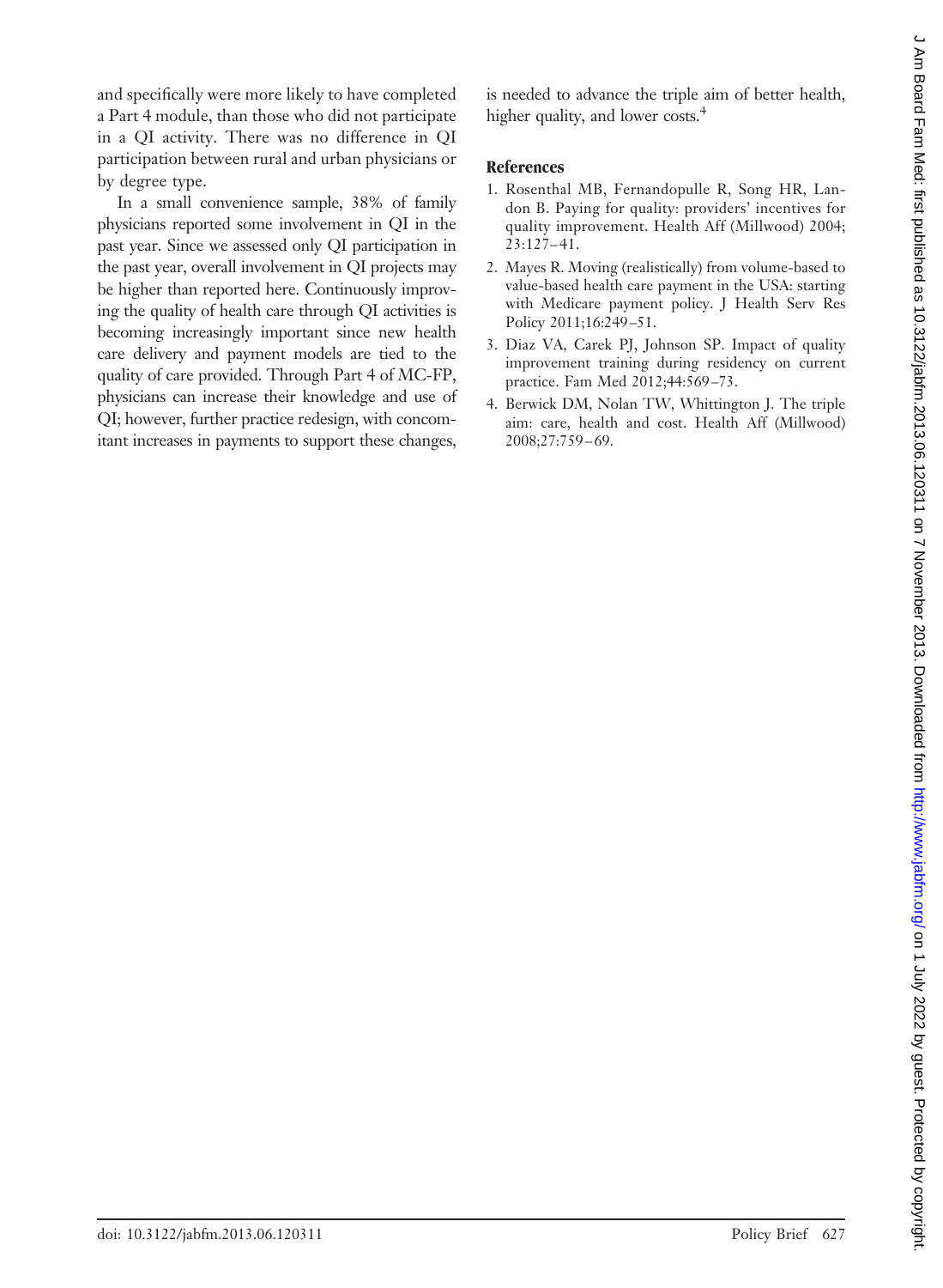and specifically were more likely to have completed a Part 4 module, than those who did not participate in a QI activity. There was no difference in QI participation between rural and urban physicians or by degree type.

In a small convenience sample, 38% of family physicians reported some involvement in QI in the past year. Since we assessed only QI participation in the past year, overall involvement in QI projects may be higher than reported here. Continuously improving the quality of health care through QI activities is becoming increasingly important since new health care delivery and payment models are tied to the quality of care provided. Through Part 4 of MC-FP, physicians can increase their knowledge and use of QI; however, further practice redesign, with concomitant increases in payments to support these changes, is needed to advance the triple aim of better health, higher quality, and lower costs.[4]

## References

1. Rosenthal MB, Fernandopulle R, Song HR, Landon B. Paying for quality: providers' incentives for quality improvement. Health Aff (Millwood) 2004; 23:127–41.
2. Mayes R. Moving (realistically) from volume-based to value-based health care payment in the USA: starting with Medicare payment policy. J Health Serv Res Policy 2011;16:249–51.
3. Diaz VA, Carek PJ, Johnson SP. Impact of quality improvement training during residency on current practice. Fam Med 2012;44:569–73.
4. Berwick DM, Nolan TW, Whittington J. The triple aim: care, health and cost. Health Aff (Millwood) 2008;27:759–69.